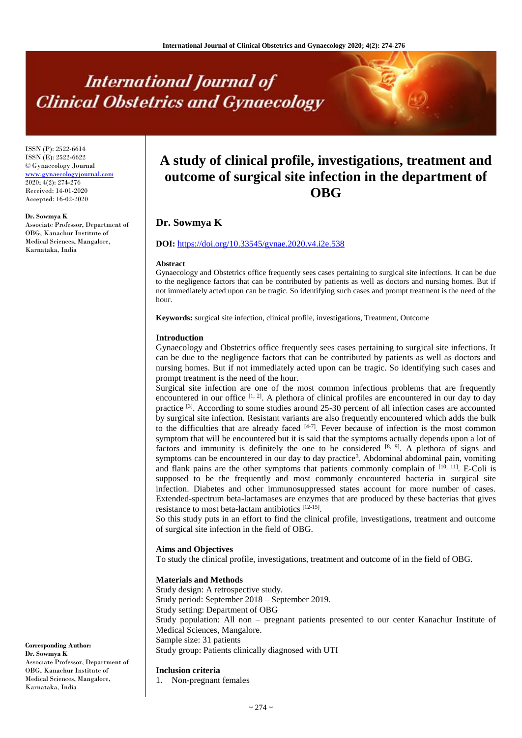# International Journal of Clinical Obstetrics and Gynaecology

ISSN (P): 2522-6614
ISSN (E): 2522-6622
© Gynaecology Journal
www.gynaecologyjournal.com
2020; 4(2): 274-276
Received: 14-01-2020
Accepted: 16-02-2020

**Dr. Sowmya K**
Associate Professor, Department of OBG, Kanachur Institute of Medical Sciences, Mangalore, Karnataka, India

**Corresponding Author:**
**Dr. Sowmya K**
Associate Professor, Department of OBG, Kanachur Institute of Medical Sciences, Mangalore, Karnataka, India

# A study of clinical profile, investigations, treatment and outcome of surgical site infection in the department of OBG

## Dr. Sowmya K

**DOI:** https://doi.org/10.33545/gynae.2020.v4.i2e.538

### Abstract

Gynaecology and Obstetrics office frequently sees cases pertaining to surgical site infections. It can be due to the negligence factors that can be contributed by patients as well as doctors and nursing homes. But if not immediately acted upon can be tragic. So identifying such cases and prompt treatment is the need of the hour.

**Keywords:** surgical site infection, clinical profile, investigations, Treatment, Outcome

### Introduction

Gynaecology and Obstetrics office frequently sees cases pertaining to surgical site infections. It can be due to the negligence factors that can be contributed by patients as well as doctors and nursing homes. But if not immediately acted upon can be tragic. So identifying such cases and prompt treatment is the need of the hour.

Surgical site infection are one of the most common infectious problems that are frequently encountered in our office [1, 2]. A plethora of clinical profiles are encountered in our day to day practice [3]. According to some studies around 25-30 percent of all infection cases are accounted by surgical site infection. Resistant variants are also frequently encountered which adds the bulk to the difficulties that are already faced [4-7]. Fever because of infection is the most common symptom that will be encountered but it is said that the symptoms actually depends upon a lot of factors and immunity is definitely the one to be considered [8, 9]. A plethora of signs and symptoms can be encountered in our day to day practice[3]. Abdominal abdominal pain, vomiting and flank pains are the other symptoms that patients commonly complain of [10, 11]. E-Coli is supposed to be the frequently and most commonly encountered bacteria in surgical site infection. Diabetes and other immunosuppressed states account for more number of cases. Extended-spectrum beta-lactamases are enzymes that are produced by these bacterias that gives resistance to most beta-lactam antibiotics [12-15].

So this study puts in an effort to find the clinical profile, investigations, treatment and outcome of surgical site infection in the field of OBG.

### Aims and Objectives

To study the clinical profile, investigations, treatment and outcome of in the field of OBG.

### Materials and Methods

Study design: A retrospective study.
Study period: September 2018 – September 2019.
Study setting: Department of OBG
Study population: All non – pregnant patients presented to our center Kanachur Institute of Medical Sciences, Mangalore.
Sample size: 31 patients
Study group: Patients clinically diagnosed with UTI

### Inclusion criteria

1. Non-pregnant females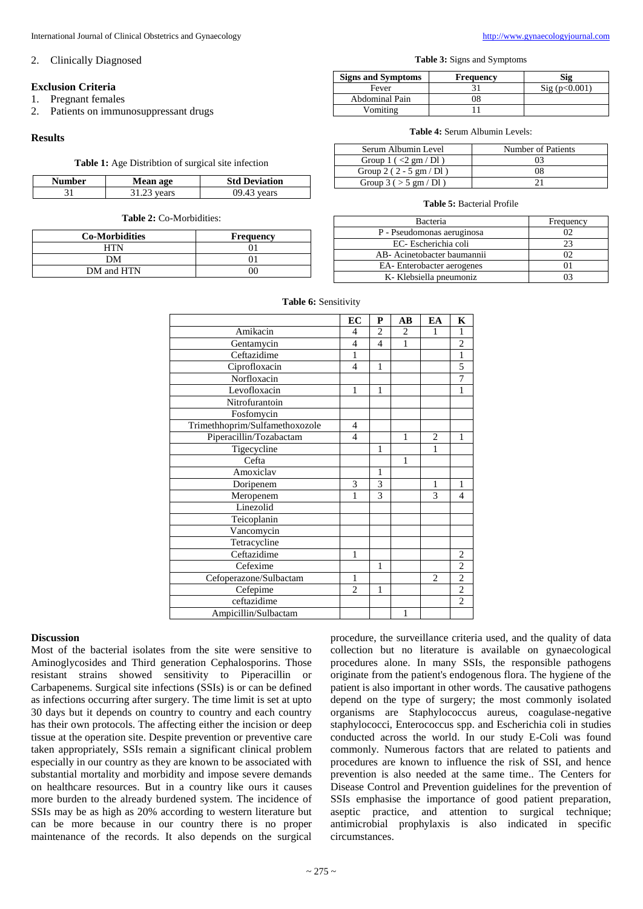2. Clinically Diagnosed

### Exclusion Criteria

1. Pregnant females
2. Patients on immunosuppressant drugs

## Results

**Table 1:** Age Distribtion of surgical site infection

| Number | Mean age | Std Deviation |
|---|---|---|
| 31 | 31.23 years | 09.43 years |

**Table 2:** Co-Morbidities:

| Co-Morbidities | Frequency |
|---|---|
| HTN | 01 |
| DM | 01 |
| DM and HTN | 00 |

**Table 3:** Signs and Symptoms

| Signs and Symptoms | Frequency | Sig |
|---|---|---|
| Fever | 31 | Sig ($p<0.001$) |
| Abdominal Pain | 08 | |
| Vomiting | 11 | |

**Table 4:** Serum Albumin Levels:

| Serum Albumin Level | Number of Patients |
|---|---|
| Group 1 ( <2 gm / Dl ) | 03 |
| Group 2 ( 2 - 5 gm / Dl ) | 08 |
| Group 3 ( > 5 gm / Dl ) | 21 |

**Table 5:** Bacterial Profile

| Bacteria | Frequency |
|---|---|
| P - Pseudomonas aeruginosa | 02 |
| EC- Escherichia coli | 23 |
| AB- Acinetobacter baumannii | 02 |
| EA- Enterobacter aerogenes | 01 |
| K- Klebsiella pneumoniz | 03 |

**Table 6:** Sensitivity

| | EC | P | AB | EA | K |
|---|---|---|---|---|---|
| Amikacin | 4 | 2 | 2 | 1 | 1 |
| Gentamycin | 4 | 4 | 1 | | 2 |
| Ceftazidime | 1 | | | | 1 |
| Ciprofloxacin | 4 | 1 | | | 5 |
| Norfloxacin | | | | | 7 |
| Levofloxacin | 1 | 1 | | | 1 |
| Nitrofurantoin | | | | | |
| Fosfomycin | | | | | |
| Trimethhoprim/Sulfamethoxozole | 4 | | | | |
| Piperacillin/Tozabactam | 4 | | 1 | 2 | 1 |
| Tigecycline | | 1 | | 1 | |
| Cefta | | | 1 | | |
| Amoxiclav | | 1 | | | |
| Doripenem | 3 | 3 | | 1 | 1 |
| Meropenem | 1 | 3 | | 3 | 4 |
| Linezolid | | | | | |
| Teicoplanin | | | | | |
| Vancomycin | | | | | |
| Tetracycline | | | | | |
| Ceftazidime | 1 | | | | 2 |
| Cefexime | | 1 | | | 2 |
| Cefoperazone/Sulbactam | 1 | | | 2 | 2 |
| Cefepime | 2 | 1 | | | 2 |
| ceftazidime | | | | | 2 |
| Ampicillin/Sulbactam | | | 1 | | |

## Discussion

Most of the bacterial isolates from the site were sensitive to Aminoglycosides and Third generation Cephalosporins. Those resistant strains showed sensitivity to Piperacillin or Carbapenems. Surgical site infections (SSIs) is or can be defined as infections occurring after surgery. The time limit is set at upto 30 days but it depends on country to country and each country has their own protocols. The affecting either the incision or deep tissue at the operation site. Despite prevention or preventive care taken appropriately, SSIs remain a significant clinical problem especially in our country as they are known to be associated with substantial mortality and morbidity and impose severe demands on healthcare resources. But in a country like ours it causes more burden to the already burdened system. The incidence of SSIs may be as high as 20% according to western literature but can be more because in our country there is no proper maintenance of the records. It also depends on the surgical procedure, the surveillance criteria used, and the quality of data collection but no literature is available on gynaecological procedures alone. In many SSIs, the responsible pathogens originate from the patient's endogenous flora. The hygiene of the patient is also important in other words. The causative pathogens depend on the type of surgery; the most commonly isolated organisms are Staphylococcus aureus, coagulase-negative staphylococci, Enterococcus spp. and Escherichia coli in studies conducted across the world. In our study E-Coli was found commonly. Numerous factors that are related to patients and procedures are known to influence the risk of SSI, and hence prevention is also needed at the same time.. The Centers for Disease Control and Prevention guidelines for the prevention of SSIs emphasise the importance of good patient preparation, aseptic practice, and attention to surgical technique; antimicrobial prophylaxis is also indicated in specific circumstances.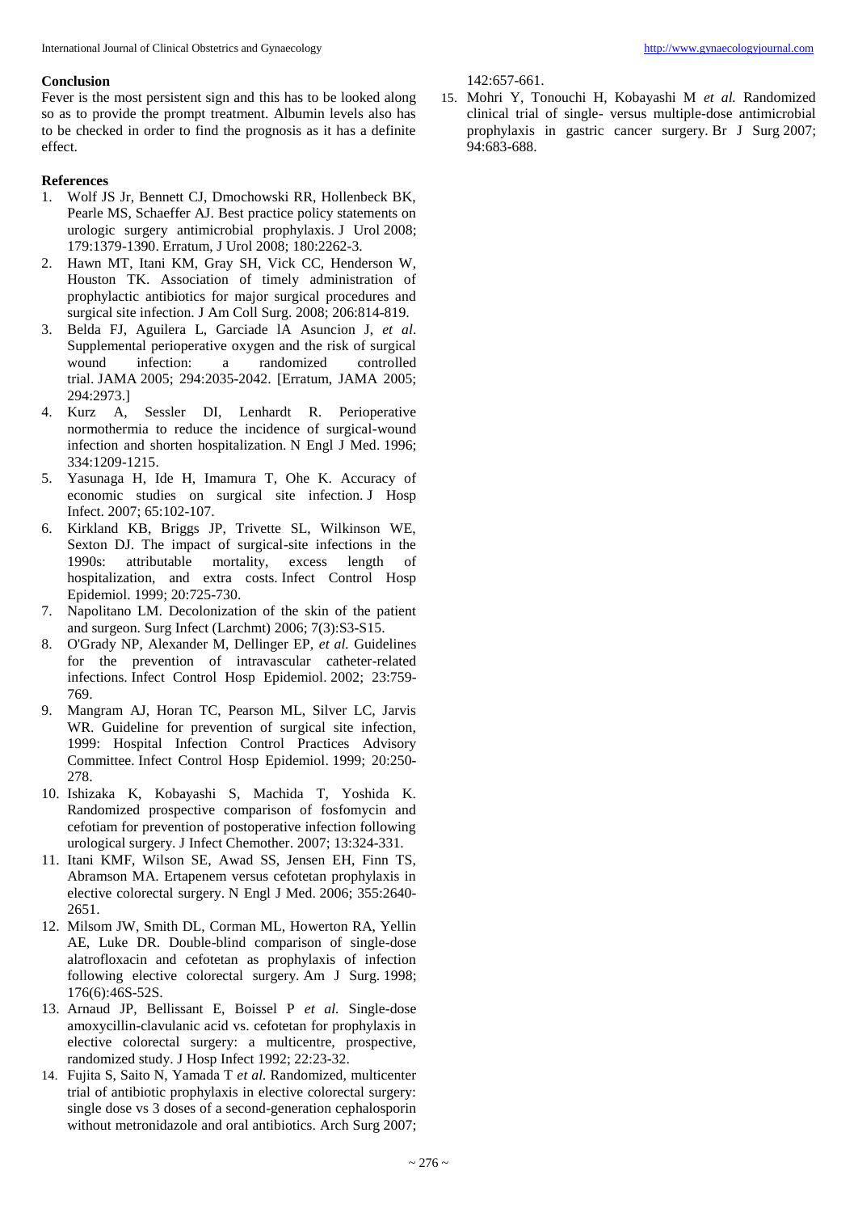## Conclusion

Fever is the most persistent sign and this has to be looked along so as to provide the prompt treatment. Albumin levels also has to be checked in order to find the prognosis as it has a definite effect.

## References

1. Wolf JS Jr, Bennett CJ, Dmochowski RR, Hollenbeck BK, Pearle MS, Schaeffer AJ. Best practice policy statements on urologic surgery antimicrobial prophylaxis. J Urol 2008; 179:1379-1390. Erratum, J Urol 2008; 180:2262-3.
2. Hawn MT, Itani KM, Gray SH, Vick CC, Henderson W, Houston TK. Association of timely administration of prophylactic antibiotics for major surgical procedures and surgical site infection. J Am Coll Surg. 2008; 206:814-819.
3. Belda FJ, Aguilera L, Garciade lA Asuncion J, *et al*. Supplemental perioperative oxygen and the risk of surgical wound infection: a randomized controlled trial. JAMA 2005; 294:2035-2042. [Erratum, JAMA 2005; 294:2973.]
4. Kurz A, Sessler DI, Lenhardt R. Perioperative normothermia to reduce the incidence of surgical-wound infection and shorten hospitalization. N Engl J Med. 1996; 334:1209-1215.
5. Yasunaga H, Ide H, Imamura T, Ohe K. Accuracy of economic studies on surgical site infection. J Hosp Infect. 2007; 65:102-107.
6. Kirkland KB, Briggs JP, Trivette SL, Wilkinson WE, Sexton DJ. The impact of surgical-site infections in the 1990s: attributable mortality, excess length of hospitalization, and extra costs. Infect Control Hosp Epidemiol. 1999; 20:725-730.
7. Napolitano LM. Decolonization of the skin of the patient and surgeon. Surg Infect (Larchmt) 2006; 7(3):S3-S15.
8. O'Grady NP, Alexander M, Dellinger EP, *et al.* Guidelines for the prevention of intravascular catheter-related infections. Infect Control Hosp Epidemiol. 2002; 23:759-769.
9. Mangram AJ, Horan TC, Pearson ML, Silver LC, Jarvis WR. Guideline for prevention of surgical site infection, 1999: Hospital Infection Control Practices Advisory Committee. Infect Control Hosp Epidemiol. 1999; 20:250-278.
10. Ishizaka K, Kobayashi S, Machida T, Yoshida K. Randomized prospective comparison of fosfomycin and cefotiam for prevention of postoperative infection following urological surgery. J Infect Chemother. 2007; 13:324-331.
11. Itani KMF, Wilson SE, Awad SS, Jensen EH, Finn TS, Abramson MA. Ertapenem versus cefotetan prophylaxis in elective colorectal surgery. N Engl J Med. 2006; 355:2640-2651.
12. Milsom JW, Smith DL, Corman ML, Howerton RA, Yellin AE, Luke DR. Double-blind comparison of single-dose alatrofloxacin and cefotetan as prophylaxis of infection following elective colorectal surgery. Am J Surg. 1998; 176(6):46S-52S.
13. Arnaud JP, Bellissant E, Boissel P *et al.* Single-dose amoxycillin-clavulanic acid vs. cefotetan for prophylaxis in elective colorectal surgery: a multicentre, prospective, randomized study. J Hosp Infect 1992; 22:23-32.
14. Fujita S, Saito N, Yamada T *et al.* Randomized, multicenter trial of antibiotic prophylaxis in elective colorectal surgery: single dose vs 3 doses of a second-generation cephalosporin without metronidazole and oral antibiotics. Arch Surg 2007; 142:657-661.
15. Mohri Y, Tonouchi H, Kobayashi M *et al.* Randomized clinical trial of single- versus multiple-dose antimicrobial prophylaxis in gastric cancer surgery. Br J Surg 2007; 94:683-688.